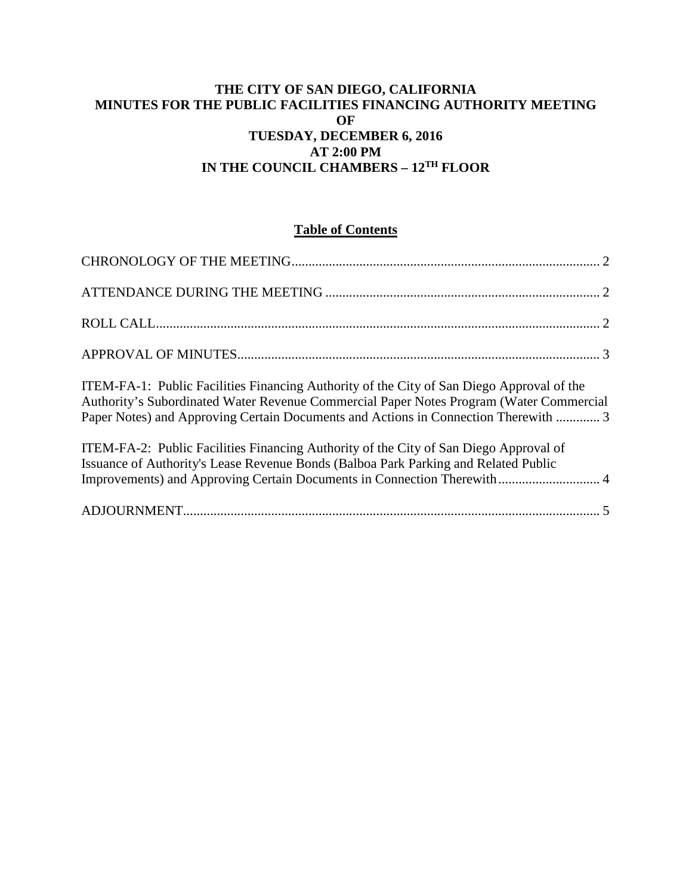# THE CITY OF SAN DIEGO, CALIFORNIA
# MINUTES FOR THE PUBLIC FACILITIES FINANCING AUTHORITY MEETING
# OF
# TUESDAY, DECEMBER 6, 2016
# AT 2:00 PM
# IN THE COUNCIL CHAMBERS – 12TH FLOOR

## Table of Contents

CHRONOLOGY OF THE MEETING .......................................................................................... 2

ATTENDANCE DURING THE MEETING ................................................................................ 2

ROLL CALL .................................................................................................................................. 2

APPROVAL OF MINUTES .......................................................................................................... 3

ITEM-FA-1: Public Facilities Financing Authority of the City of San Diego Approval of the Authority's Subordinated Water Revenue Commercial Paper Notes Program (Water Commercial Paper Notes) and Approving Certain Documents and Actions in Connection Therewith ............. 3

ITEM-FA-2: Public Facilities Financing Authority of the City of San Diego Approval of Issuance of Authority's Lease Revenue Bonds (Balboa Park Parking and Related Public Improvements) and Approving Certain Documents in Connection Therewith .............................. 4

ADJOURNMENT .......................................................................................................................... 5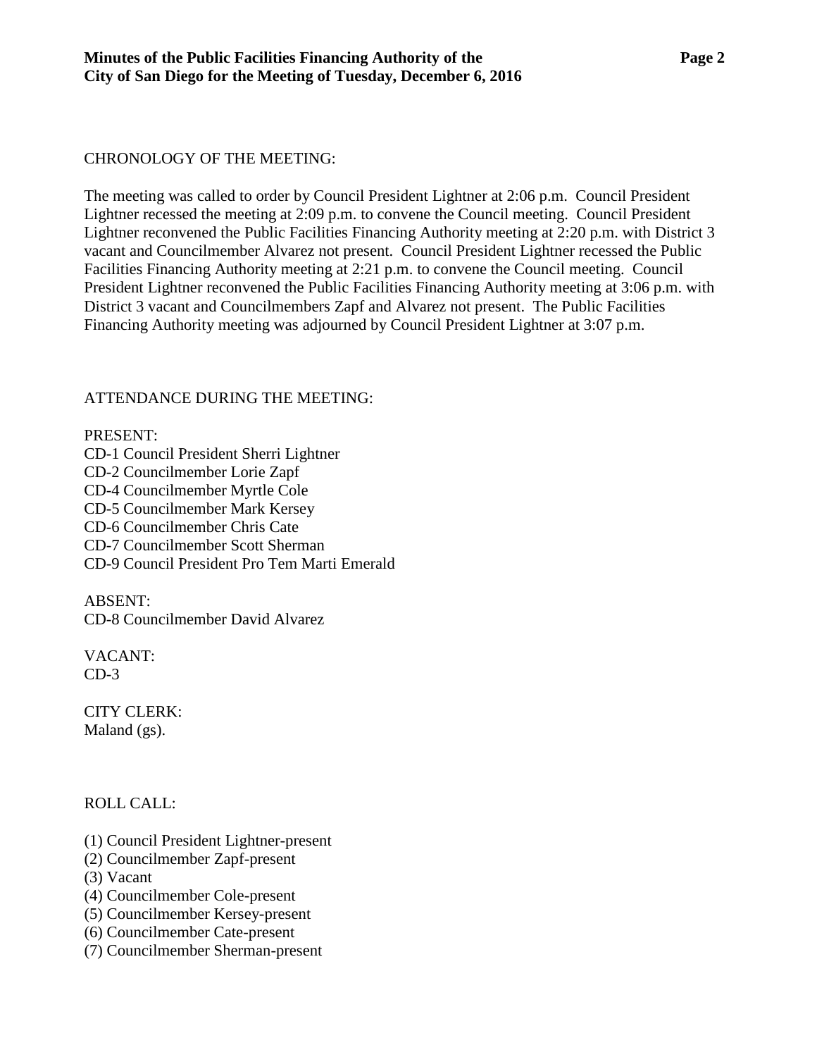CHRONOLOGY OF THE MEETING:

The meeting was called to order by Council President Lightner at 2:06 p.m. Council President Lightner recessed the meeting at 2:09 p.m. to convene the Council meeting. Council President Lightner reconvened the Public Facilities Financing Authority meeting at 2:20 p.m. with District 3 vacant and Councilmember Alvarez not present. Council President Lightner recessed the Public Facilities Financing Authority meeting at 2:21 p.m. to convene the Council meeting. Council President Lightner reconvened the Public Facilities Financing Authority meeting at 3:06 p.m. with District 3 vacant and Councilmembers Zapf and Alvarez not present. The Public Facilities Financing Authority meeting was adjourned by Council President Lightner at 3:07 p.m.

ATTENDANCE DURING THE MEETING:

PRESENT:
CD-1 Council President Sherri Lightner
CD-2 Councilmember Lorie Zapf
CD-4 Councilmember Myrtle Cole
CD-5 Councilmember Mark Kersey
CD-6 Councilmember Chris Cate
CD-7 Councilmember Scott Sherman
CD-9 Council President Pro Tem Marti Emerald

ABSENT:
CD-8 Councilmember David Alvarez

VACANT:
CD-3

CITY CLERK:
Maland (gs).

ROLL CALL:

(1) Council President Lightner-present
(2) Councilmember Zapf-present
(3) Vacant
(4) Councilmember Cole-present
(5) Councilmember Kersey-present
(6) Councilmember Cate-present
(7) Councilmember Sherman-present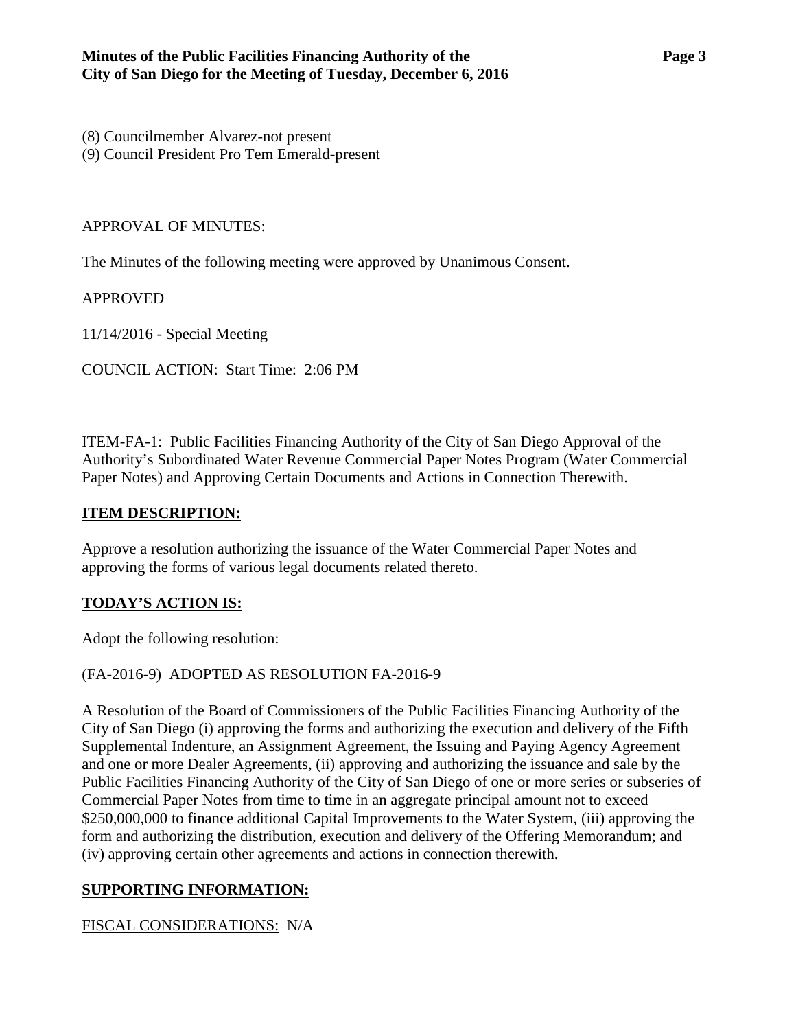(8) Councilmember Alvarez-not present
(9) Council President Pro Tem Emerald-present

APPROVAL OF MINUTES:

The Minutes of the following meeting were approved by Unanimous Consent.

APPROVED

11/14/2016 - Special Meeting

COUNCIL ACTION: Start Time: 2:06 PM

ITEM-FA-1: Public Facilities Financing Authority of the City of San Diego Approval of the Authority's Subordinated Water Revenue Commercial Paper Notes Program (Water Commercial Paper Notes) and Approving Certain Documents and Actions in Connection Therewith.

**ITEM DESCRIPTION:**

Approve a resolution authorizing the issuance of the Water Commercial Paper Notes and approving the forms of various legal documents related thereto.

**TODAY'S ACTION IS:**

Adopt the following resolution:

(FA-2016-9) ADOPTED AS RESOLUTION FA-2016-9

A Resolution of the Board of Commissioners of the Public Facilities Financing Authority of the City of San Diego (i) approving the forms and authorizing the execution and delivery of the Fifth Supplemental Indenture, an Assignment Agreement, the Issuing and Paying Agency Agreement and one or more Dealer Agreements, (ii) approving and authorizing the issuance and sale by the Public Facilities Financing Authority of the City of San Diego of one or more series or subseries of Commercial Paper Notes from time to time in an aggregate principal amount not to exceed $250,000,000 to finance additional Capital Improvements to the Water System, (iii) approving the form and authorizing the distribution, execution and delivery of the Offering Memorandum; and (iv) approving certain other agreements and actions in connection therewith.

**SUPPORTING INFORMATION:**

FISCAL CONSIDERATIONS: N/A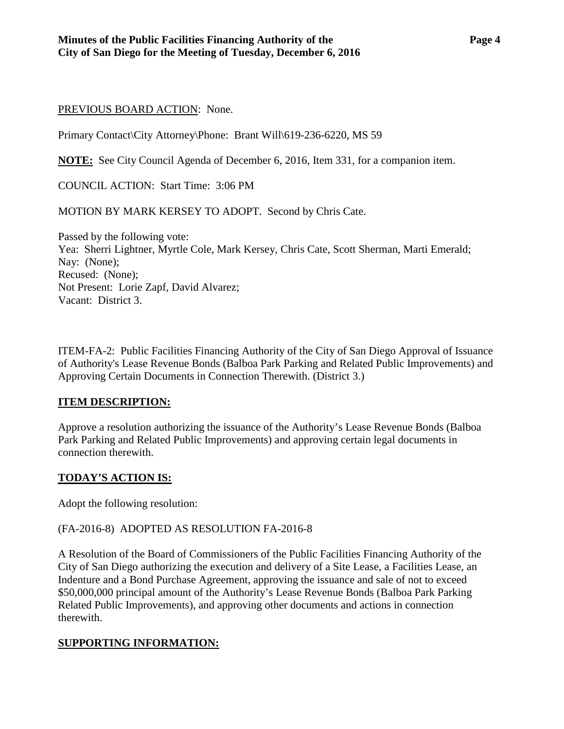PREVIOUS BOARD ACTION: None.

Primary Contact\City Attorney\Phone: Brant Will\619-236-6220, MS 59

**NOTE:** See City Council Agenda of December 6, 2016, Item 331, for a companion item.

COUNCIL ACTION: Start Time: 3:06 PM

MOTION BY MARK KERSEY TO ADOPT. Second by Chris Cate.

Passed by the following vote:
Yea: Sherri Lightner, Myrtle Cole, Mark Kersey, Chris Cate, Scott Sherman, Marti Emerald;
Nay: (None);
Recused: (None);
Not Present: Lorie Zapf, David Alvarez;
Vacant: District 3.

ITEM-FA-2: Public Facilities Financing Authority of the City of San Diego Approval of Issuance of Authority's Lease Revenue Bonds (Balboa Park Parking and Related Public Improvements) and Approving Certain Documents in Connection Therewith. (District 3.)

**ITEM DESCRIPTION:**

Approve a resolution authorizing the issuance of the Authority's Lease Revenue Bonds (Balboa Park Parking and Related Public Improvements) and approving certain legal documents in connection therewith.

**TODAY'S ACTION IS:**

Adopt the following resolution:

(FA-2016-8) ADOPTED AS RESOLUTION FA-2016-8

A Resolution of the Board of Commissioners of the Public Facilities Financing Authority of the City of San Diego authorizing the execution and delivery of a Site Lease, a Facilities Lease, an Indenture and a Bond Purchase Agreement, approving the issuance and sale of not to exceed \$50,000,000 principal amount of the Authority's Lease Revenue Bonds (Balboa Park Parking Related Public Improvements), and approving other documents and actions in connection therewith.

**SUPPORTING INFORMATION:**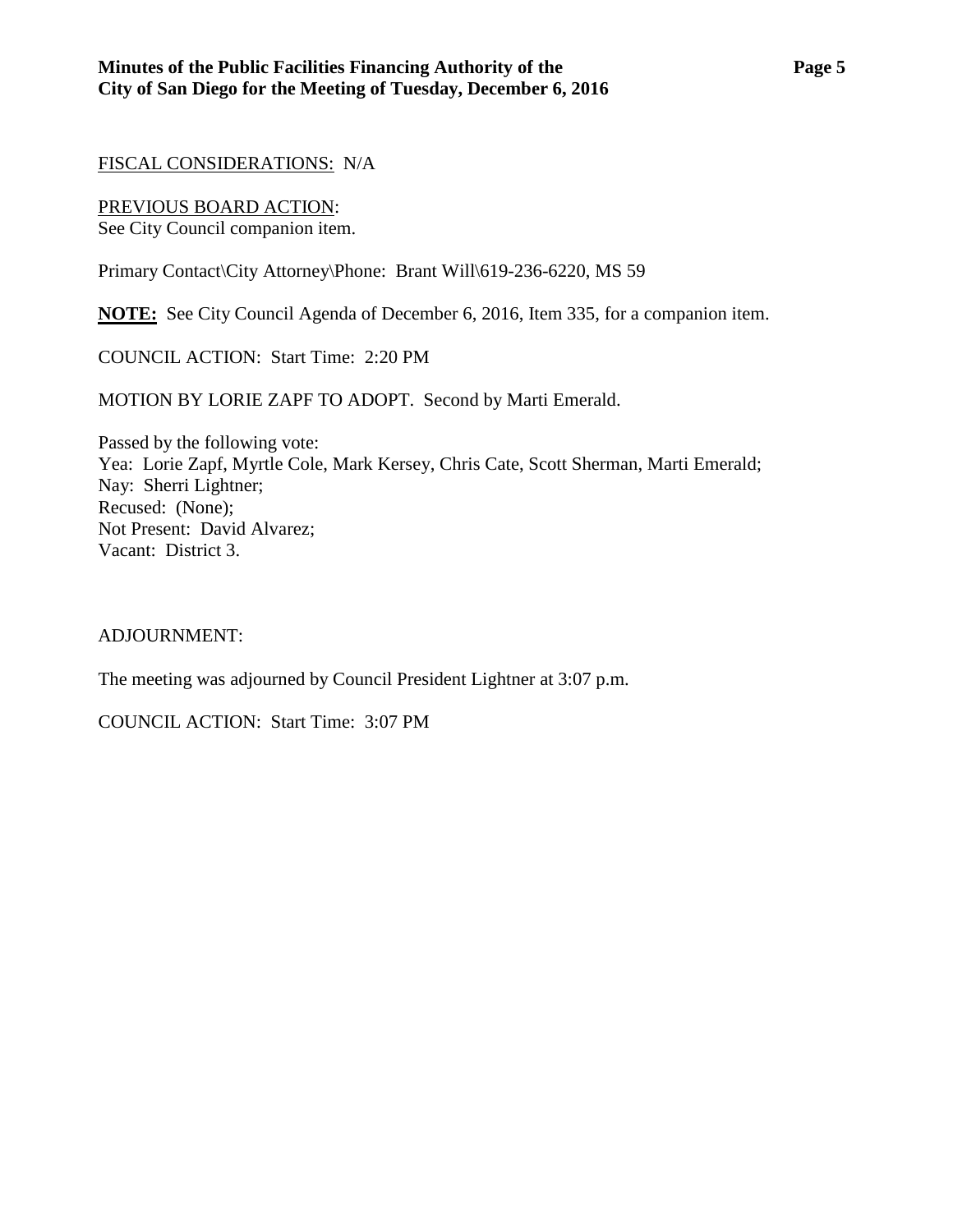FISCAL CONSIDERATIONS: N/A

PREVIOUS BOARD ACTION:
See City Council companion item.

Primary Contact\City Attorney\Phone: Brant Will\619-236-6220, MS 59

**NOTE:** See City Council Agenda of December 6, 2016, Item 335, for a companion item.

COUNCIL ACTION: Start Time: 2:20 PM

MOTION BY LORIE ZAPF TO ADOPT. Second by Marti Emerald.

Passed by the following vote:
Yea: Lorie Zapf, Myrtle Cole, Mark Kersey, Chris Cate, Scott Sherman, Marti Emerald;
Nay: Sherri Lightner;
Recused: (None);
Not Present: David Alvarez;
Vacant: District 3.

ADJOURNMENT:

The meeting was adjourned by Council President Lightner at 3:07 p.m.

COUNCIL ACTION: Start Time: 3:07 PM